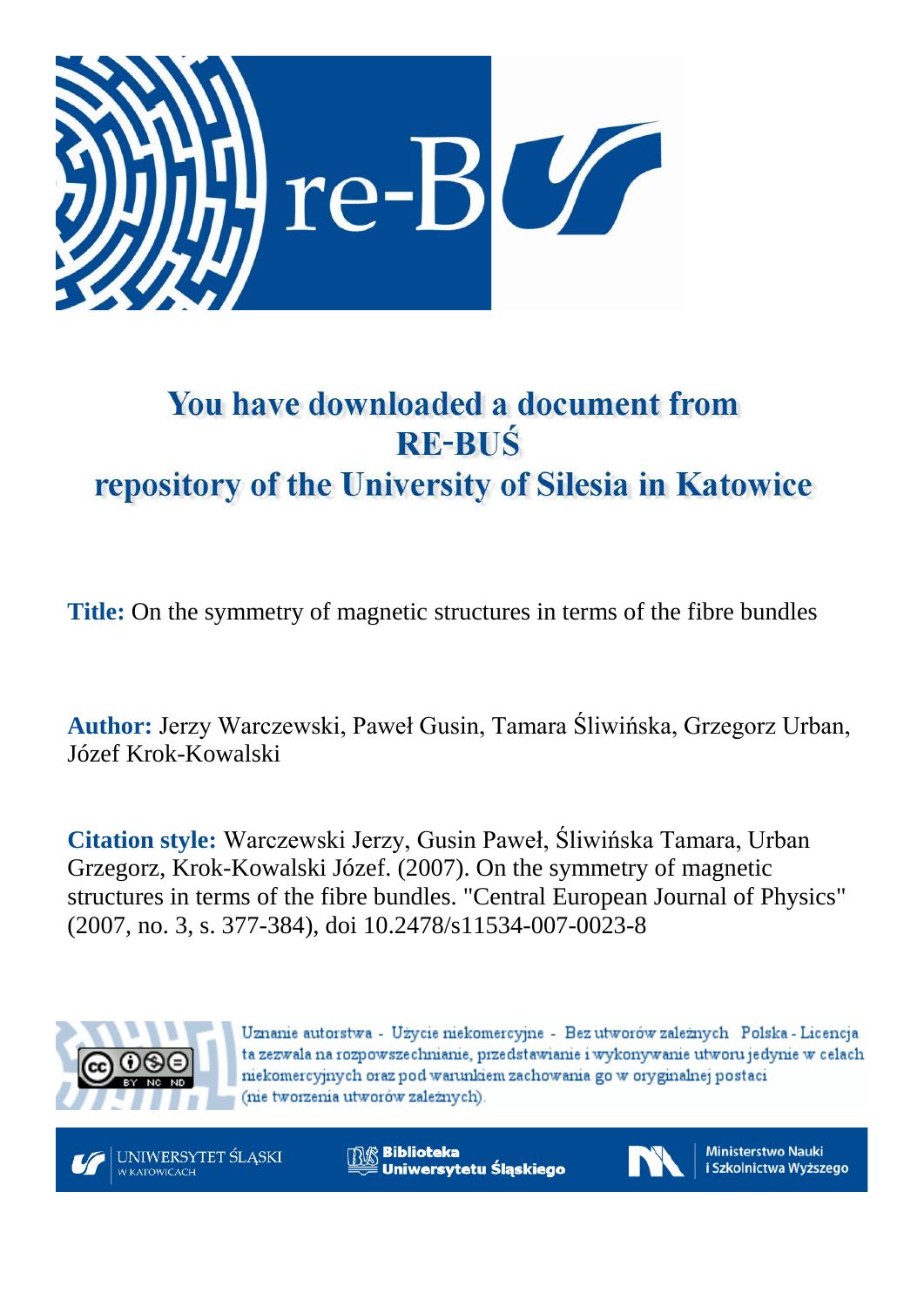# You have downloaded a document from RE-BUŚ repository of the University of Silesia in Katowice

**Title:** On the symmetry of magnetic structures in terms of the fibre bundles

**Author:** Jerzy Warczewski, Paweł Gusin, Tamara Śliwińska, Grzegorz Urban, Józef Krok-Kowalski

**Citation style:** Warczewski Jerzy, Gusin Paweł, Śliwińska Tamara, Urban Grzegorz, Krok-Kowalski Józef. (2007). On the symmetry of magnetic structures in terms of the fibre bundles. "Central European Journal of Physics" (2007, no. 3, s. 377-384), doi 10.2478/s11534-007-0023-8

Uznanie autorstwa - Użycie niekomercyjne - Bez utworów zależnych Polska - Licencja ta zezwala na rozpowszechnianie, przedstawianie i wykonywanie utworu jedynie w celach niekomercyjnych oraz pod warunkiem zachowania go w oryginalnej postaci (nie tworzenia utworów zależnych).

UNIWERSYTET ŚLĄSKI W KATOWICACH

Biblioteka Uniwersytetu Śląskiego

Ministerstwo Nauki i Szkolnictwa Wyższego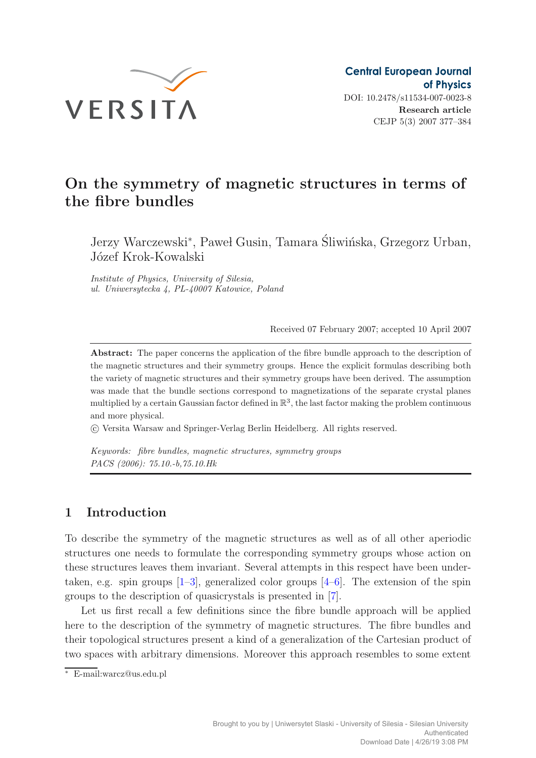# On the symmetry of magnetic structures in terms of the fibre bundles

Jerzy Warczewski*, Paweł Gusin, Tamara Śliwińska, Grzegorz Urban, Józef Krok-Kowalski

*Institute of Physics, University of Silesia, ul. Uniwersytecka 4, PL-40007 Katowice, Poland*

Received 07 February 2007; accepted 10 April 2007

**Abstract:** The paper concerns the application of the fibre bundle approach to the description of the magnetic structures and their symmetry groups. Hence the explicit formulas describing both the variety of magnetic structures and their symmetry groups have been derived. The assumption was made that the bundle sections correspond to magnetizations of the separate crystal planes multiplied by a certain Gaussian factor defined in $\mathbb{R}^3$, the last factor making the problem continuous and more physical.

© Versita Warsaw and Springer-Verlag Berlin Heidelberg. All rights reserved.

*Keywords: fibre bundles, magnetic structures, symmetry groups*
*PACS (2006): 75.10.-b,75.10.Hk*

## 1 Introduction

To describe the symmetry of the magnetic structures as well as of all other aperiodic structures one needs to formulate the corresponding symmetry groups whose action on these structures leaves them invariant. Several attempts in this respect have been undertaken, e.g. spin groups [1–3], generalized color groups [4–6]. The extension of the spin groups to the description of quasicrystals is presented in [7].

Let us first recall a few definitions since the fibre bundle approach will be applied here to the description of the symmetry of magnetic structures. The fibre bundles and their topological structures present a kind of a generalization of the Cartesian product of two spaces with arbitrary dimensions. Moreover this approach resembles to some extent

* E-mail:warcz@us.edu.pl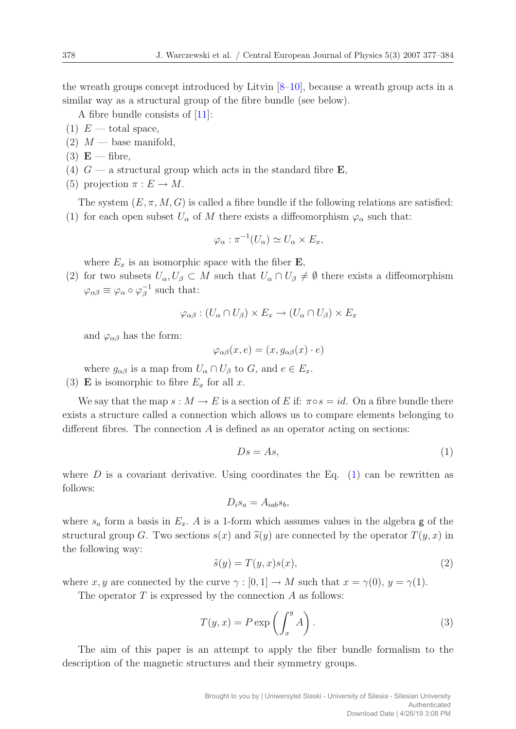the wreath groups concept introduced by Litvin [8–10], because a wreath group acts in a similar way as a structural group of the fibre bundle (see below).

A fibre bundle consists of [11]:

(1) $E$ — total space,
(2) $M$ — base manifold,
(3) $\mathbf{E}$ — fibre,
(4) $G$ — a structural group which acts in the standard fibre $\mathbf{E}$,
(5) projection $\pi : E \to M$.

The system $(E, \pi, M, G)$ is called a fibre bundle if the following relations are satisfied:

(1) for each open subset $U_\alpha$ of $M$ there exists a diffeomorphism $\varphi_\alpha$ such that:

$$\varphi_\alpha : \pi^{-1}(U_\alpha) \simeq U_\alpha \times E_x,$$

where $E_x$ is an isomorphic space with the fiber $\mathbf{E}$,

(2) for two subsets $U_\alpha, U_\beta \subset M$ such that $U_\alpha \cap U_\beta \neq \emptyset$ there exists a diffeomorphism $\varphi_{\alpha\beta} \equiv \varphi_\alpha \circ \varphi_\beta^{-1}$ such that:

$$\varphi_{\alpha\beta} : (U_\alpha \cap U_\beta) \times E_x \to (U_\alpha \cap U_\beta) \times E_x$$

and $\varphi_{\alpha\beta}$ has the form:

$$\varphi_{\alpha\beta}(x, e) = (x, g_{\alpha\beta}(x) \cdot e)$$

where $g_{\alpha\beta}$ is a map from $U_\alpha \cap U_\beta$ to $G$, and $e \in E_x$.

(3) $\mathbf{E}$ is isomorphic to fibre $E_x$ for all $x$.

We say that the map $s : M \to E$ is a section of $E$ if: $\pi \circ s = id$. On a fibre bundle there exists a structure called a connection which allows us to compare elements belonging to different fibres. The connection $A$ is defined as an operator acting on sections:

$$Ds = As, \tag{1}$$

where $D$ is a covariant derivative. Using coordinates the Eq. (1) can be rewritten as follows:

$$D_i s_a = A_{iab} s_b,$$

where $s_a$ form a basis in $E_x$. $A$ is a 1-form which assumes values in the algebra $\mathfrak{g}$ of the structural group $G$. Two sections $s(x)$ and $\widetilde{s}(y)$ are connected by the operator $T(y, x)$ in the following way:

$$\tilde{s}(y) = T(y, x)s(x), \tag{2}$$

where $x, y$ are connected by the curve $\gamma : [0, 1] \to M$ such that $x = \gamma(0)$, $y = \gamma(1)$.

The operator $T$ is expressed by the connection $A$ as follows:

$$T(y, x) = P \exp\left(\int_x^y A\right). \tag{3}$$

The aim of this paper is an attempt to apply the fiber bundle formalism to the description of the magnetic structures and their symmetry groups.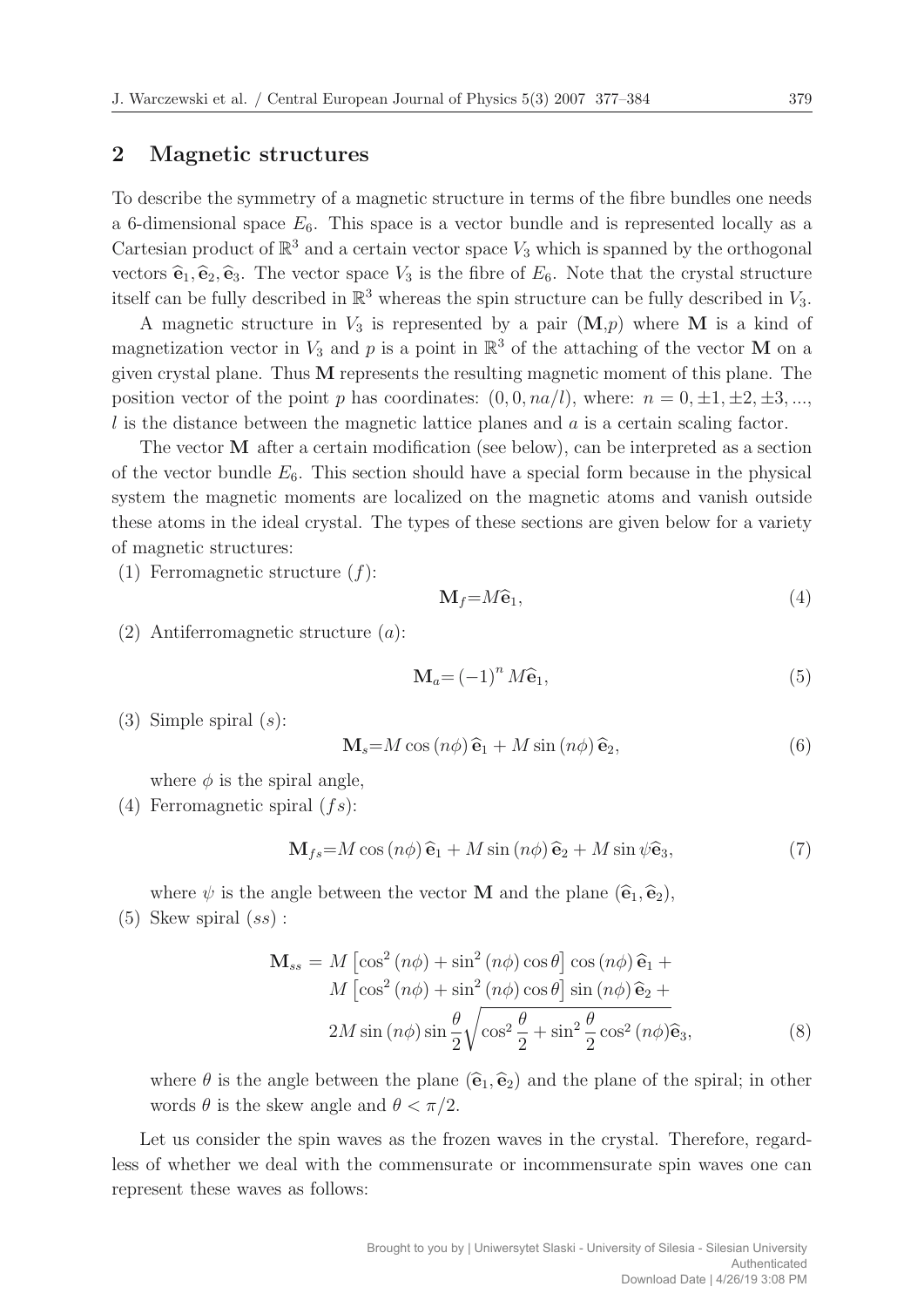## 2 Magnetic structures

To describe the symmetry of a magnetic structure in terms of the fibre bundles one needs a 6-dimensional space $E_6$. This space is a vector bundle and is represented locally as a Cartesian product of $\mathbb{R}^3$ and a certain vector space $V_3$ which is spanned by the orthogonal vectors $\widehat{\mathbf{e}}_1, \widehat{\mathbf{e}}_2, \widehat{\mathbf{e}}_3$. The vector space $V_3$ is the fibre of $E_6$. Note that the crystal structure itself can be fully described in $\mathbb{R}^3$ whereas the spin structure can be fully described in $V_3$.

A magnetic structure in $V_3$ is represented by a pair $(\mathbf{M}, p)$ where $\mathbf{M}$ is a kind of magnetization vector in $V_3$ and $p$ is a point in $\mathbb{R}^3$ of the attaching of the vector $\mathbf{M}$ on a given crystal plane. Thus $\mathbf{M}$ represents the resulting magnetic moment of this plane. The position vector of the point $p$ has coordinates: $(0, 0, na/l)$, where: $n = 0, \pm1, \pm2, \pm3, ...,$ $l$ is the distance between the magnetic lattice planes and $a$ is a certain scaling factor.

The vector $\mathbf{M}$ after a certain modification (see below), can be interpreted as a section of the vector bundle $E_6$. This section should have a special form because in the physical system the magnetic moments are localized on the magnetic atoms and vanish outside these atoms in the ideal crystal. The types of these sections are given below for a variety of magnetic structures:

(1) Ferromagnetic structure ($f$):

$$\mathbf{M}_f = M\widehat{\mathbf{e}}_1, \tag{4}$$

(2) Antiferromagnetic structure ($a$):

$$\mathbf{M}_a = (-1)^n M\widehat{\mathbf{e}}_1, \tag{5}$$

(3) Simple spiral ($s$):

$$\mathbf{M}_s = M\cos(n\phi)\,\widehat{\mathbf{e}}_1 + M\sin(n\phi)\,\widehat{\mathbf{e}}_2, \tag{6}$$

where $\phi$ is the spiral angle,

(4) Ferromagnetic spiral ($fs$):

$$\mathbf{M}_{fs} = M\cos(n\phi)\,\widehat{\mathbf{e}}_1 + M\sin(n\phi)\,\widehat{\mathbf{e}}_2 + M\sin\psi\widehat{\mathbf{e}}_3, \tag{7}$$

where $\psi$ is the angle between the vector $\mathbf{M}$ and the plane $(\widehat{\mathbf{e}}_1, \widehat{\mathbf{e}}_2)$,

(5) Skew spiral ($ss$) :

$$\begin{aligned}
\mathbf{M}_{ss} = {} & M\left[\cos^2(n\phi) + \sin^2(n\phi)\cos\theta\right]\cos(n\phi)\,\widehat{\mathbf{e}}_1 + \\
& M\left[\cos^2(n\phi) + \sin^2(n\phi)\cos\theta\right]\sin(n\phi)\,\widehat{\mathbf{e}}_2 + \\
& 2M\sin(n\phi)\sin\frac{\theta}{2}\sqrt{\cos^2\frac{\theta}{2} + \sin^2\frac{\theta}{2}\cos^2(n\phi)}\widehat{\mathbf{e}}_3,
\end{aligned} \tag{8}$$

where $\theta$ is the angle between the plane $(\widehat{\mathbf{e}}_1, \widehat{\mathbf{e}}_2)$ and the plane of the spiral; in other words $\theta$ is the skew angle and $\theta < \pi/2$.

Let us consider the spin waves as the frozen waves in the crystal. Therefore, regardless of whether we deal with the commensurate or incommensurate spin waves one can represent these waves as follows: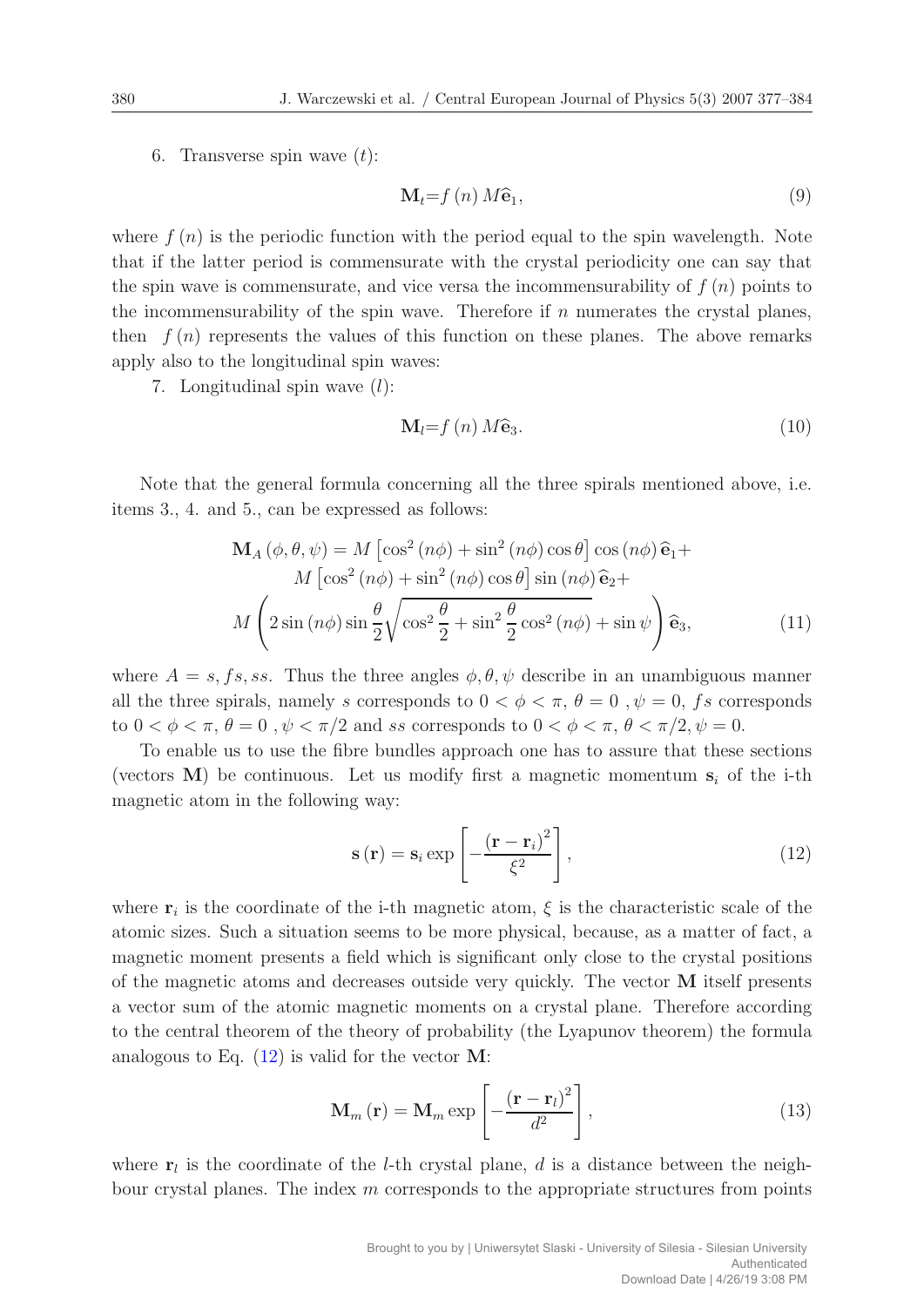6. Transverse spin wave ($t$):

$$\mathbf{M}_t = f(n) \, M \widehat{\mathbf{e}}_1, \tag{9}$$

where $f(n)$ is the periodic function with the period equal to the spin wavelength. Note that if the latter period is commensurate with the crystal periodicity one can say that the spin wave is commensurate, and vice versa the incommensurability of $f(n)$ points to the incommensurability of the spin wave. Therefore if $n$ numerates the crystal planes, then $f(n)$ represents the values of this function on these planes. The above remarks apply also to the longitudinal spin waves:

7. Longitudinal spin wave ($l$):

$$\mathbf{M}_l = f(n) \, M \widehat{\mathbf{e}}_3. \tag{10}$$

Note that the general formula concerning all the three spirals mentioned above, i.e. items 3., 4. and 5., can be expressed as follows:

$$\begin{aligned}
\mathbf{M}_A(\phi, \theta, \psi) = M &\left[\cos^2(n\phi) + \sin^2(n\phi)\cos\theta\right]\cos(n\phi)\,\widehat{\mathbf{e}}_1 + \\
M &\left[\cos^2(n\phi) + \sin^2(n\phi)\cos\theta\right]\sin(n\phi)\,\widehat{\mathbf{e}}_2 + \\
M &\left(2\sin(n\phi)\sin\frac{\theta}{2}\sqrt{\cos^2\frac{\theta}{2} + \sin^2\frac{\theta}{2}\cos^2(n\phi)} + \sin\psi\right)\widehat{\mathbf{e}}_3,
\end{aligned} \tag{11}$$

where $A = s, fs, ss$. Thus the three angles $\phi, \theta, \psi$ describe in an unambiguous manner all the three spirals, namely $s$ corresponds to $0 < \phi < \pi$, $\theta = 0$ , $\psi = 0$, $fs$ corresponds to $0 < \phi < \pi$, $\theta = 0$ , $\psi < \pi/2$ and $ss$ corresponds to $0 < \phi < \pi$, $\theta < \pi/2, \psi = 0$.

To enable us to use the fibre bundles approach one has to assure that these sections (vectors $\mathbf{M}$) be continuous. Let us modify first a magnetic momentum $\mathbf{s}_i$ of the i-th magnetic atom in the following way:

$$\mathbf{s}(\mathbf{r}) = \mathbf{s}_i \exp\left[-\frac{(\mathbf{r} - \mathbf{r}_i)^2}{\xi^2}\right], \tag{12}$$

where $\mathbf{r}_i$ is the coordinate of the i-th magnetic atom, $\xi$ is the characteristic scale of the atomic sizes. Such a situation seems to be more physical, because, as a matter of fact, a magnetic moment presents a field which is significant only close to the crystal positions of the magnetic atoms and decreases outside very quickly. The vector $\mathbf{M}$ itself presents a vector sum of the atomic magnetic moments on a crystal plane. Therefore according to the central theorem of the theory of probability (the Lyapunov theorem) the formula analogous to Eq. (12) is valid for the vector $\mathbf{M}$:

$$\mathbf{M}_m(\mathbf{r}) = \mathbf{M}_m \exp\left[-\frac{(\mathbf{r} - \mathbf{r}_l)^2}{d^2}\right], \tag{13}$$

where $\mathbf{r}_l$ is the coordinate of the $l$-th crystal plane, $d$ is a distance between the neighbour crystal planes. The index $m$ corresponds to the appropriate structures from points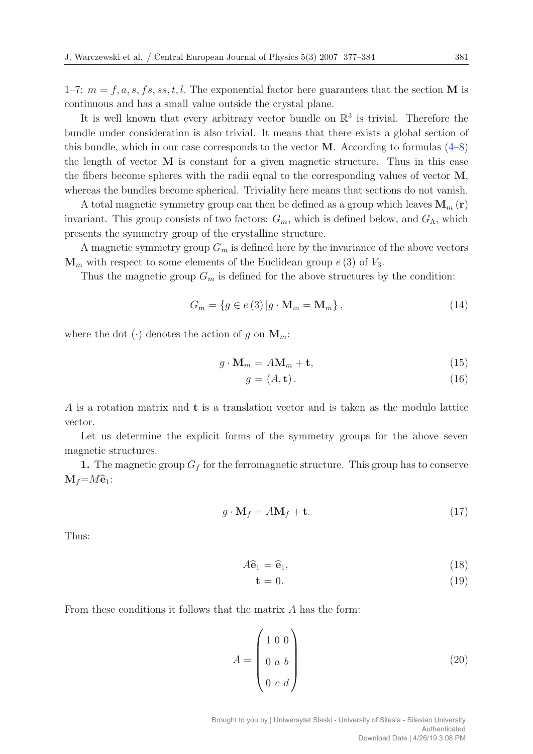1–7: $m = f, a, s, fs, ss, t, l$. The exponential factor here guarantees that the section $\mathbf{M}$ is continuous and has a small value outside the crystal plane.

It is well known that every arbitrary vector bundle on $\mathbb{R}^3$ is trivial. Therefore the bundle under consideration is also trivial. It means that there exists a global section of this bundle, which in our case corresponds to the vector $\mathbf{M}$. According to formulas (4–8) the length of vector $\mathbf{M}$ is constant for a given magnetic structure. Thus in this case the fibers become spheres with the radii equal to the corresponding values of vector $\mathbf{M}$, whereas the bundles become spherical. Triviality here means that sections do not vanish.

A total magnetic symmetry group can then be defined as a group which leaves $\mathbf{M}_m(\mathbf{r})$ invariant. This group consists of two factors: $G_m$, which is defined below, and $G_\Lambda$, which presents the symmetry group of the crystalline structure.

A magnetic symmetry group $G_m$ is defined here by the invariance of the above vectors $\mathbf{M}_m$ with respect to some elements of the Euclidean group $e(3)$ of $V_3$.

Thus the magnetic group $G_m$ is defined for the above structures by the condition:

$$G_m = \{g \in e(3) \, | g \cdot \mathbf{M}_m = \mathbf{M}_m\}, \tag{14}$$

where the dot $(\cdot)$ denotes the action of $g$ on $\mathbf{M}_m$:

$$g \cdot \mathbf{M}_m = A\mathbf{M}_m + \mathbf{t}, \tag{15}$$

$$g = (A, \mathbf{t}). \tag{16}$$

$A$ is a rotation matrix and $\mathbf{t}$ is a translation vector and is taken as the modulo lattice vector.

Let us determine the explicit forms of the symmetry groups for the above seven magnetic structures.

**1.** The magnetic group $G_f$ for the ferromagnetic structure. This group has to conserve $\mathbf{M}_f = M\widehat{\mathbf{e}}_1$:

$$g \cdot \mathbf{M}_f = A\mathbf{M}_f + \mathbf{t}. \tag{17}$$

Thus:

$$A\widehat{\mathbf{e}}_1 = \widehat{\mathbf{e}}_1, \tag{18}$$

$$\mathbf{t} = 0. \tag{19}$$

From these conditions it follows that the matrix $A$ has the form:

$$A = \begin{pmatrix} 1 & 0 & 0 \\ 0 & a & b \\ 0 & c & d \end{pmatrix} \tag{20}$$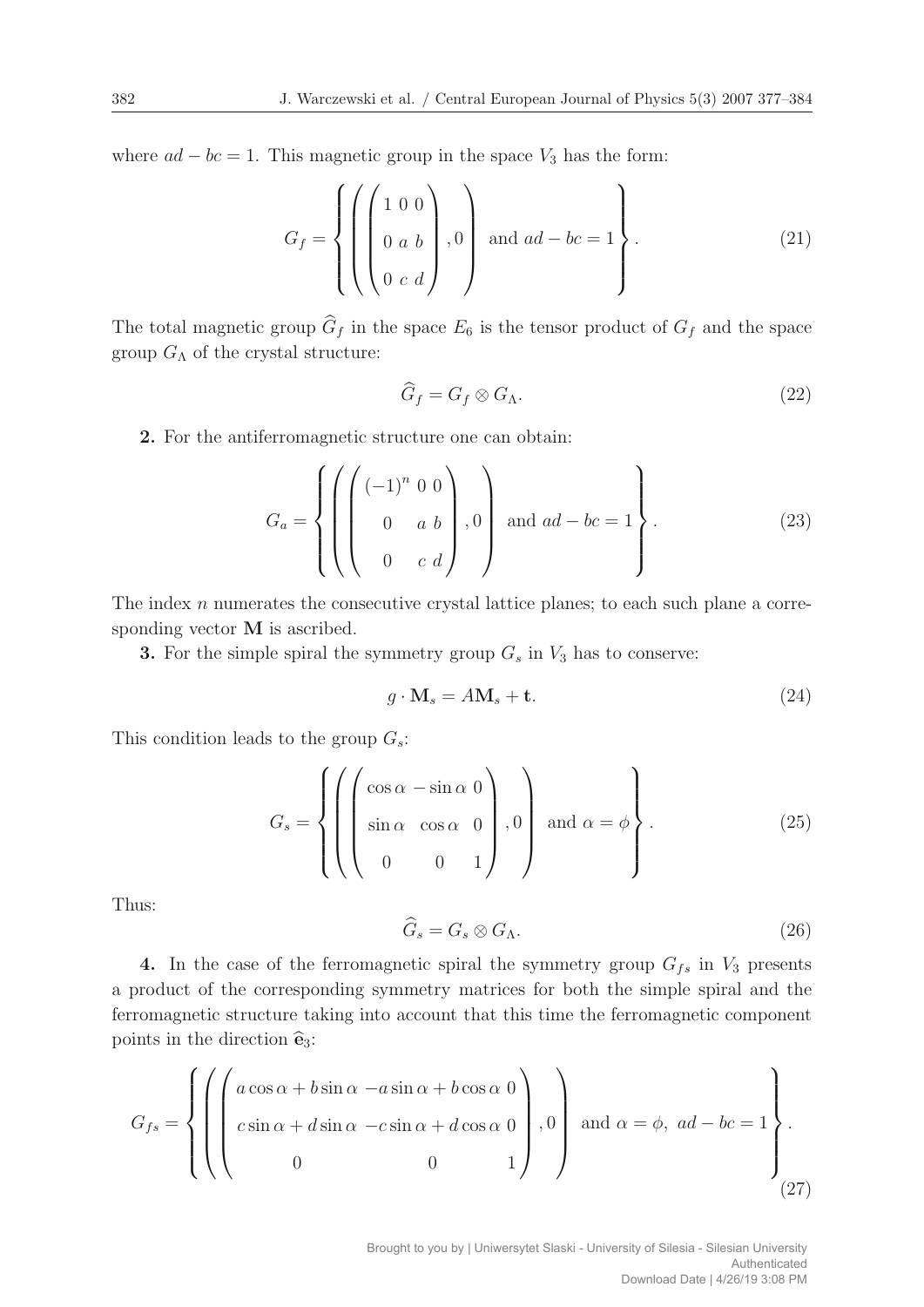where $ad - bc = 1$. This magnetic group in the space $V_3$ has the form:

$$G_f = \left\{ \left( \begin{pmatrix} 1 & 0 & 0 \\ 0 & a & b \\ 0 & c & d \end{pmatrix}, 0 \right) \text{ and } ad - bc = 1 \right\}. \tag{21}$$

The total magnetic group $\widehat{G}_f$ in the space $E_6$ is the tensor product of $G_f$ and the space group $G_\Lambda$ of the crystal structure:

$$\widehat{G}_f = G_f \otimes G_\Lambda. \tag{22}$$

**2.** For the antiferromagnetic structure one can obtain:

$$G_a = \left\{ \left( \begin{pmatrix} (-1)^n & 0 & 0 \\ 0 & a & b \\ 0 & c & d \end{pmatrix}, 0 \right) \text{ and } ad - bc = 1 \right\}. \tag{23}$$

The index $n$ numerates the consecutive crystal lattice planes; to each such plane a corresponding vector $\mathbf{M}$ is ascribed.

**3.** For the simple spiral the symmetry group $G_s$ in $V_3$ has to conserve:

$$g \cdot \mathbf{M}_s = A\mathbf{M}_s + \mathbf{t}. \tag{24}$$

This condition leads to the group $G_s$:

$$G_s = \left\{ \left( \begin{pmatrix} \cos\alpha & -\sin\alpha & 0 \\ \sin\alpha & \cos\alpha & 0 \\ 0 & 0 & 1 \end{pmatrix}, 0 \right) \text{ and } \alpha = \phi \right\}. \tag{25}$$

Thus:

$$\widehat{G}_s = G_s \otimes G_\Lambda. \tag{26}$$

**4.** In the case of the ferromagnetic spiral the symmetry group $G_{fs}$ in $V_3$ presents a product of the corresponding symmetry matrices for both the simple spiral and the ferromagnetic structure taking into account that this time the ferromagnetic component points in the direction $\widehat{\mathbf{e}}_3$:

$$G_{fs} = \left\{ \left( \begin{pmatrix} a\cos\alpha + b\sin\alpha & -a\sin\alpha + b\cos\alpha & 0 \\ c\sin\alpha + d\sin\alpha & -c\sin\alpha + d\cos\alpha & 0 \\ 0 & 0 & 1 \end{pmatrix}, 0 \right) \text{ and } \alpha = \phi,\ ad - bc = 1 \right\}. \tag{27}$$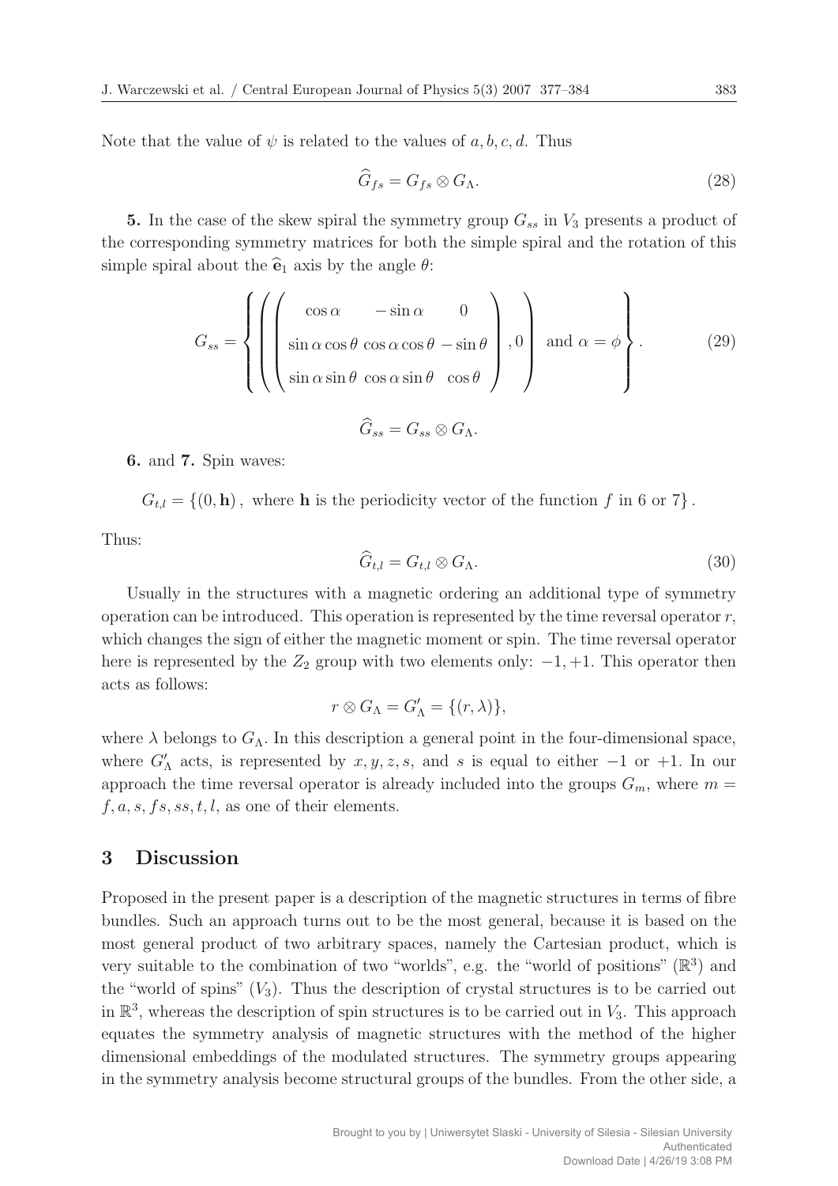Note that the value of $\psi$ is related to the values of $a, b, c, d$. Thus

$$\widehat{G}_{fs} = G_{fs} \otimes G_{\Lambda}. \tag{28}$$

**5.** In the case of the skew spiral the symmetry group $G_{ss}$ in $V_3$ presents a product of the corresponding symmetry matrices for both the simple spiral and the rotation of this simple spiral about the $\widehat{\mathbf{e}}_1$ axis by the angle $\theta$:

$$G_{ss} = \left\{ \left( \begin{pmatrix} \cos\alpha & -\sin\alpha & 0 \\ \sin\alpha\cos\theta & \cos\alpha\cos\theta & -\sin\theta \\ \sin\alpha\sin\theta & \cos\alpha\sin\theta & \cos\theta \end{pmatrix}, 0 \right) \text{ and } \alpha = \phi \right\}. \tag{29}$$

$$\widehat{G}_{ss} = G_{ss} \otimes G_{\Lambda}.$$

**6.** and **7.** Spin waves:

$$G_{t,l} = \{(0, \mathbf{h}), \text{ where } \mathbf{h} \text{ is the periodicity vector of the function } f \text{ in 6 or 7}\}.$$

Thus:

$$\widehat{G}_{t,l} = G_{t,l} \otimes G_{\Lambda}. \tag{30}$$

Usually in the structures with a magnetic ordering an additional type of symmetry operation can be introduced. This operation is represented by the time reversal operator $r$, which changes the sign of either the magnetic moment or spin. The time reversal operator here is represented by the $Z_2$ group with two elements only: $-1, +1$. This operator then acts as follows:

$$r \otimes G_{\Lambda} = G'_{\Lambda} = \{(r, \lambda)\},$$

where $\lambda$ belongs to $G_{\Lambda}$. In this description a general point in the four-dimensional space, where $G'_{\Lambda}$ acts, is represented by $x, y, z, s$, and $s$ is equal to either $-1$ or $+1$. In our approach the time reversal operator is already included into the groups $G_m$, where $m = f, a, s, fs, ss, t, l$, as one of their elements.

## 3 Discussion

Proposed in the present paper is a description of the magnetic structures in terms of fibre bundles. Such an approach turns out to be the most general, because it is based on the most general product of two arbitrary spaces, namely the Cartesian product, which is very suitable to the combination of two "worlds", e.g. the "world of positions" ($\mathbb{R}^3$) and the "world of spins" ($V_3$). Thus the description of crystal structures is to be carried out in $\mathbb{R}^3$, whereas the description of spin structures is to be carried out in $V_3$. This approach equates the symmetry analysis of magnetic structures with the method of the higher dimensional embeddings of the modulated structures. The symmetry groups appearing in the symmetry analysis become structural groups of the bundles. From the other side, a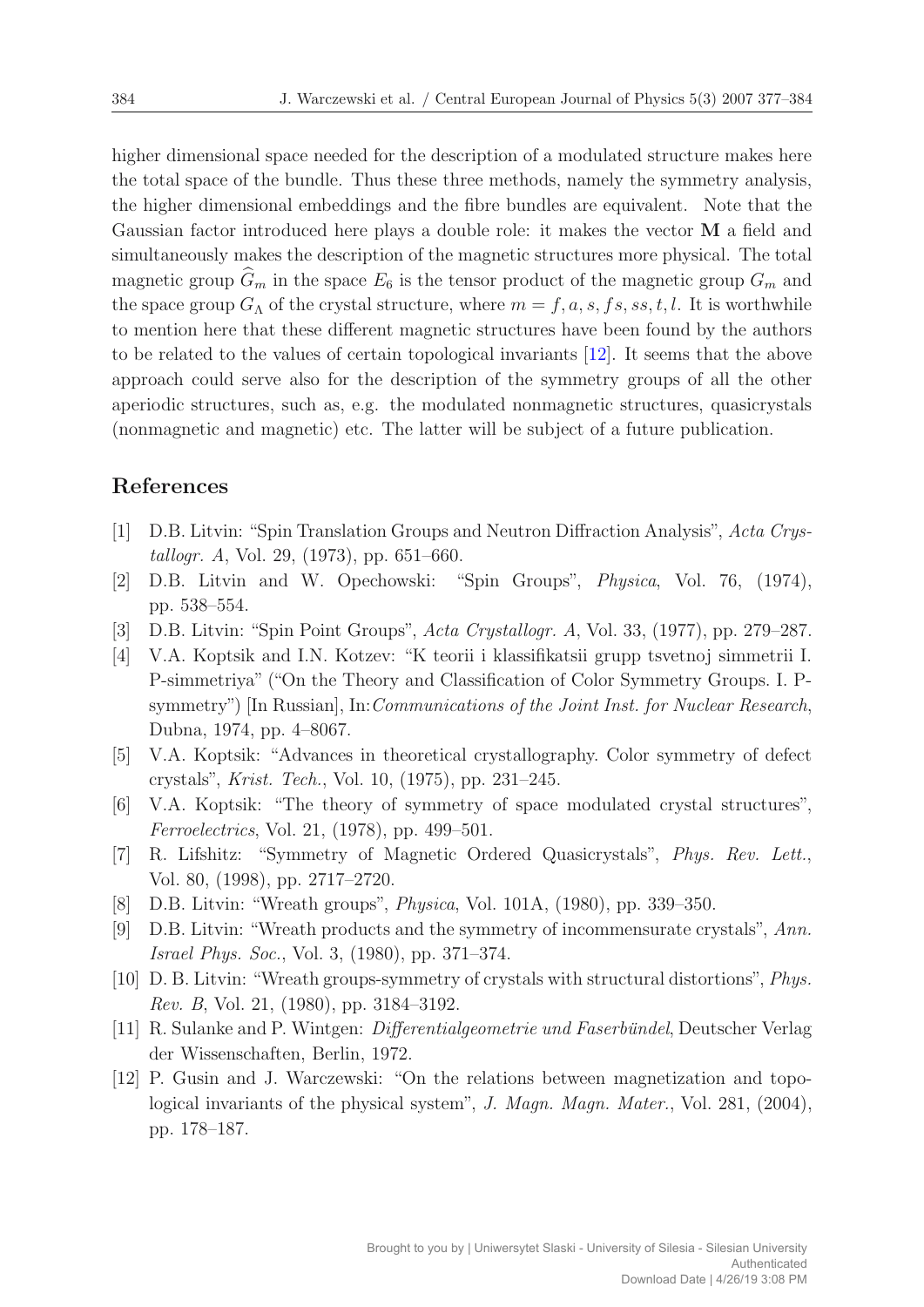higher dimensional space needed for the description of a modulated structure makes here the total space of the bundle. Thus these three methods, namely the symmetry analysis, the higher dimensional embeddings and the fibre bundles are equivalent. Note that the Gaussian factor introduced here plays a double role: it makes the vector **M** a field and simultaneously makes the description of the magnetic structures more physical. The total magnetic group $\widehat{G}_m$ in the space $E_6$ is the tensor product of the magnetic group $G_m$ and the space group $G_\Lambda$ of the crystal structure, where $m = f, a, s, fs, ss, t, l$. It is worthwhile to mention here that these different magnetic structures have been found by the authors to be related to the values of certain topological invariants [12]. It seems that the above approach could serve also for the description of the symmetry groups of all the other aperiodic structures, such as, e.g. the modulated nonmagnetic structures, quasicrystals (nonmagnetic and magnetic) etc. The latter will be subject of a future publication.

## References

[1] D.B. Litvin: "Spin Translation Groups and Neutron Diffraction Analysis", *Acta Crystallogr. A*, Vol. 29, (1973), pp. 651–660.

[2] D.B. Litvin and W. Opechowski: "Spin Groups", *Physica*, Vol. 76, (1974), pp. 538–554.

[3] D.B. Litvin: "Spin Point Groups", *Acta Crystallogr. A*, Vol. 33, (1977), pp. 279–287.

[4] V.A. Koptsik and I.N. Kotzev: "K teorii i klassifikatsii grupp tsvetnoj simmetrii I. P-simmetriya" ("On the Theory and Classification of Color Symmetry Groups. I. P-symmetry") [In Russian], In: *Communications of the Joint Inst. for Nuclear Research*, Dubna, 1974, pp. 4–8067.

[5] V.A. Koptsik: "Advances in theoretical crystallography. Color symmetry of defect crystals", *Krist. Tech.*, Vol. 10, (1975), pp. 231–245.

[6] V.A. Koptsik: "The theory of symmetry of space modulated crystal structures", *Ferroelectrics*, Vol. 21, (1978), pp. 499–501.

[7] R. Lifshitz: "Symmetry of Magnetic Ordered Quasicrystals", *Phys. Rev. Lett.*, Vol. 80, (1998), pp. 2717–2720.

[8] D.B. Litvin: "Wreath groups", *Physica*, Vol. 101A, (1980), pp. 339–350.

[9] D.B. Litvin: "Wreath products and the symmetry of incommensurate crystals", *Ann. Israel Phys. Soc.*, Vol. 3, (1980), pp. 371–374.

[10] D. B. Litvin: "Wreath groups-symmetry of crystals with structural distortions", *Phys. Rev. B*, Vol. 21, (1980), pp. 3184–3192.

[11] R. Sulanke and P. Wintgen: *Differentialgeometrie und Faserbündel*, Deutscher Verlag der Wissenschaften, Berlin, 1972.

[12] P. Gusin and J. Warczewski: "On the relations between magnetization and topological invariants of the physical system", *J. Magn. Magn. Mater.*, Vol. 281, (2004), pp. 178–187.